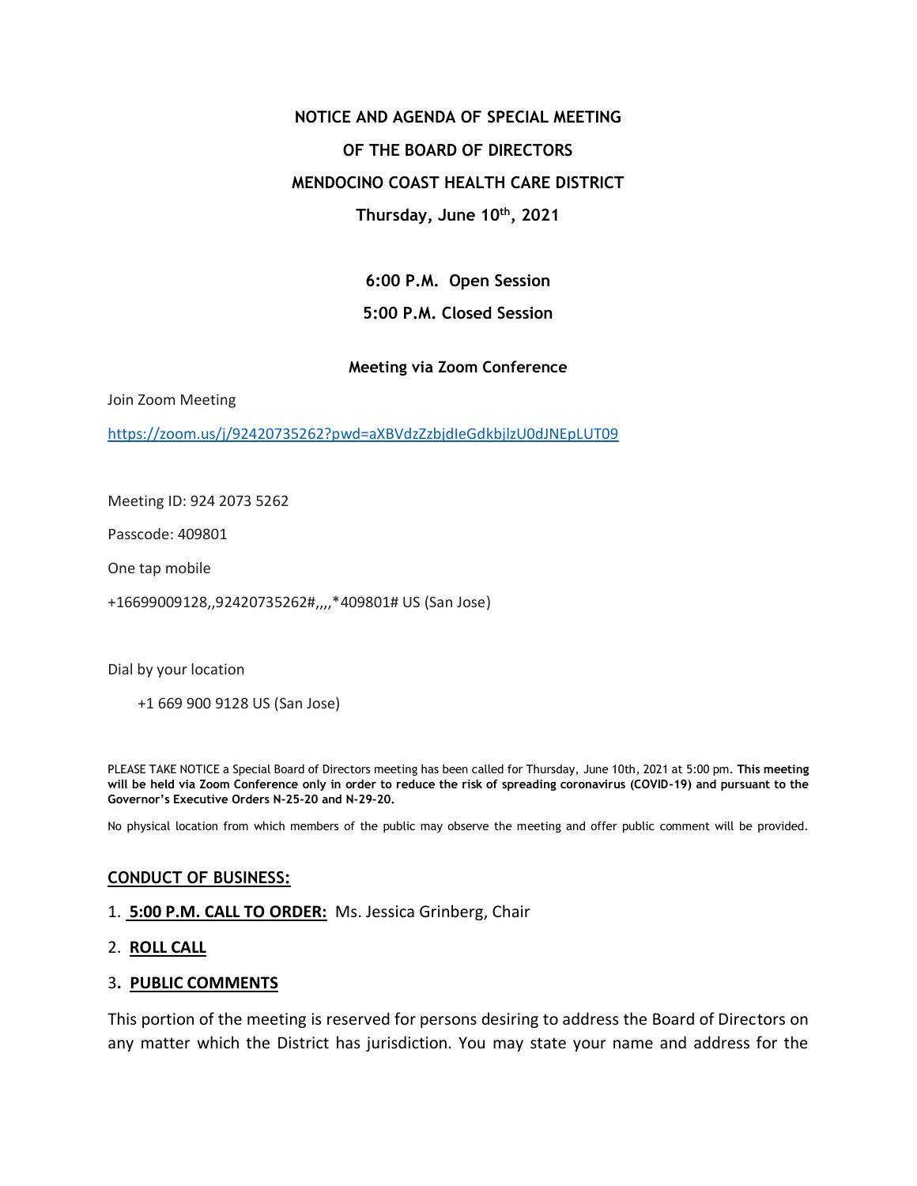**NOTICE AND AGENDA OF SPECIAL MEETING**

**OF THE BOARD OF DIRECTORS**

**MENDOCINO COAST HEALTH CARE DISTRICT**

**Thursday, June 10th, 2021**

**6:00 P.M. Open Session**

**5:00 P.M. Closed Session**

**Meeting via Zoom Conference**

Join Zoom Meeting

https://zoom.us/j/92420735262?pwd=aXBVdzZzbjdIeGdkbjlzU0dJNEpLUT09

Meeting ID: 924 2073 5262

Passcode: 409801

One tap mobile

+16699009128,,92420735262#,,,,*409801# US (San Jose)

Dial by your location

+1 669 900 9128 US (San Jose)

PLEASE TAKE NOTICE a Special Board of Directors meeting has been called for Thursday, June 10th, 2021 at 5:00 pm. **This meeting will be held via Zoom Conference only in order to reduce the risk of spreading coronavirus (COVID-19) and pursuant to the Governor's Executive Orders N-25-20 and N-29-20.**

No physical location from which members of the public may observe the meeting and offer public comment will be provided.

## CONDUCT OF BUSINESS:

1. **5:00 P.M. CALL TO ORDER:** Ms. Jessica Grinberg, Chair
2. **ROLL CALL**
3. **PUBLIC COMMENTS**

This portion of the meeting is reserved for persons desiring to address the Board of Directors on any matter which the District has jurisdiction. You may state your name and address for the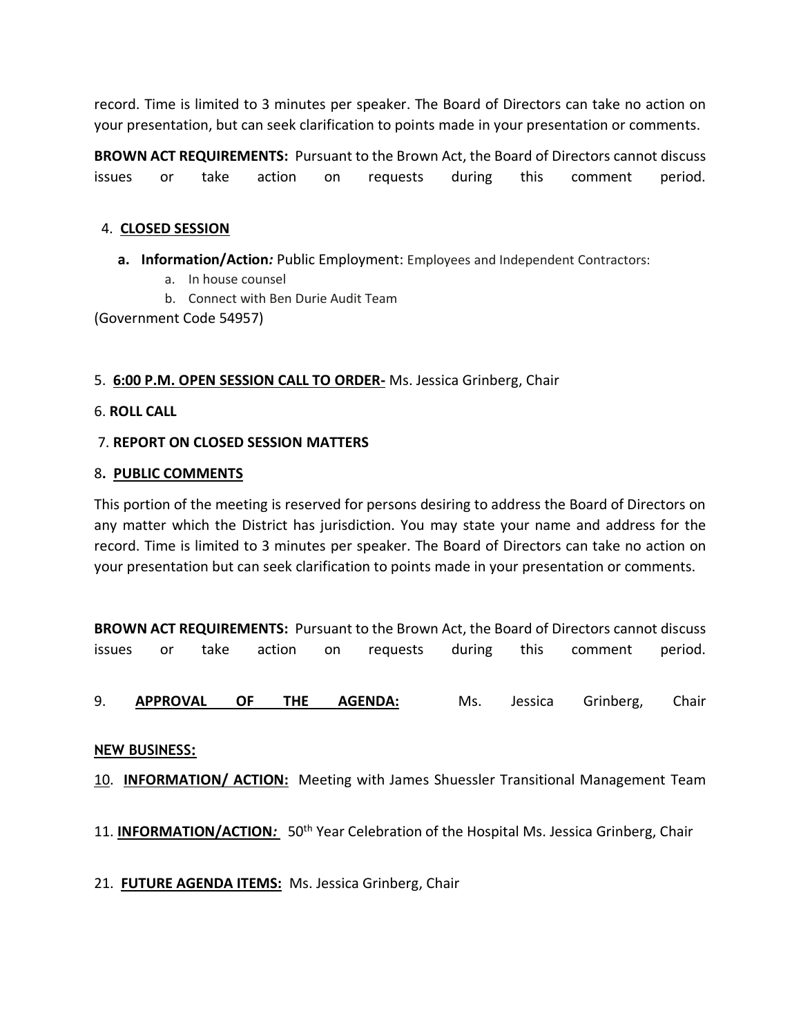record. Time is limited to 3 minutes per speaker. The Board of Directors can take no action on your presentation, but can seek clarification to points made in your presentation or comments.

**BROWN ACT REQUIREMENTS:** Pursuant to the Brown Act, the Board of Directors cannot discuss issues or take action on requests during this comment period.

4. **CLOSED SESSION**

   **a. Information/Action***:* Public Employment: Employees and Independent Contractors:
      a. In house counsel
      b. Connect with Ben Durie Audit Team

(Government Code 54957)

5. **6:00 P.M. OPEN SESSION CALL TO ORDER-** Ms. Jessica Grinberg, Chair

6. **ROLL CALL**

7. **REPORT ON CLOSED SESSION MATTERS**

8. **PUBLIC COMMENTS**

This portion of the meeting is reserved for persons desiring to address the Board of Directors on any matter which the District has jurisdiction. You may state your name and address for the record. Time is limited to 3 minutes per speaker. The Board of Directors can take no action on your presentation but can seek clarification to points made in your presentation or comments.

**BROWN ACT REQUIREMENTS:** Pursuant to the Brown Act, the Board of Directors cannot discuss issues or take action on requests during this comment period.

9. **APPROVAL OF THE AGENDA:** Ms. Jessica Grinberg, Chair

**NEW BUSINESS:**

10. **INFORMATION/ ACTION:** Meeting with James Shuessler Transitional Management Team

11. **INFORMATION/ACTION***:* 50th Year Celebration of the Hospital Ms. Jessica Grinberg, Chair

21. **FUTURE AGENDA ITEMS:** Ms. Jessica Grinberg, Chair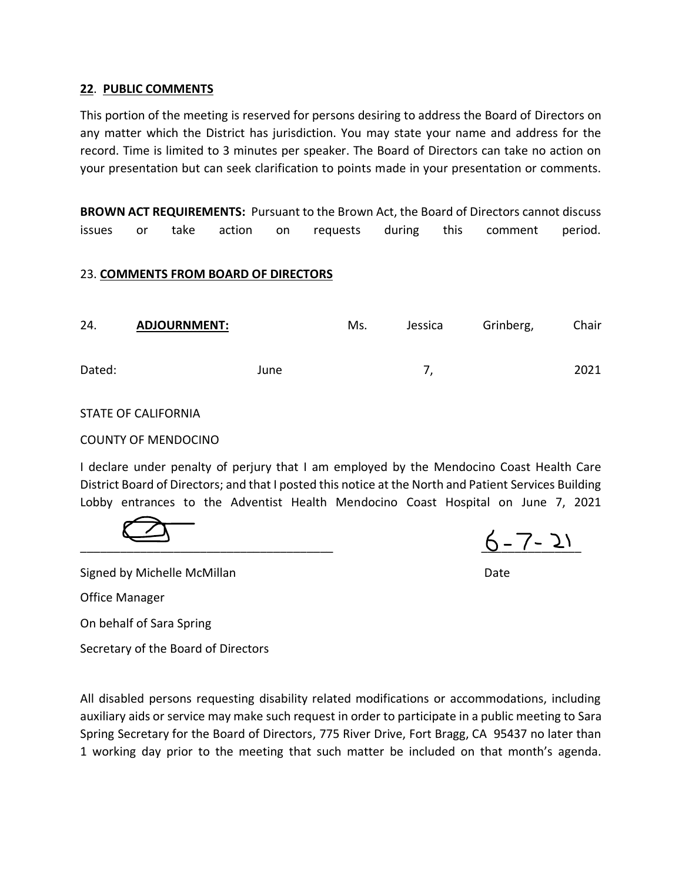**22**. **PUBLIC COMMENTS**

This portion of the meeting is reserved for persons desiring to address the Board of Directors on any matter which the District has jurisdiction. You may state your name and address for the record. Time is limited to 3 minutes per speaker. The Board of Directors can take no action on your presentation but can seek clarification to points made in your presentation or comments.

**BROWN ACT REQUIREMENTS:** Pursuant to the Brown Act, the Board of Directors cannot discuss issues or take action on requests during this comment period.

23. **COMMENTS FROM BOARD OF DIRECTORS**

24. **ADJOURNMENT:** Ms. Jessica Grinberg, Chair

Dated: June 7, 2021

STATE OF CALIFORNIA

COUNTY OF MENDOCINO

I declare under penalty of perjury that I am employed by the Mendocino Coast Health Care District Board of Directors; and that I posted this notice at the North and Patient Services Building Lobby entrances to the Adventist Health Mendocino Coast Hospital on June 7, 2021

\_\_\_\_\_\_\_\_\_\_\_\_\_\_\_\_\_\_\_\_\_\_\_\_\_\_\_\_\_\_\_\_\_\_\_\_ 6-7-21

Signed by Michelle McMillan Date

Office Manager

On behalf of Sara Spring

Secretary of the Board of Directors

All disabled persons requesting disability related modifications or accommodations, including auxiliary aids or service may make such request in order to participate in a public meeting to Sara Spring Secretary for the Board of Directors, 775 River Drive, Fort Bragg, CA 95437 no later than 1 working day prior to the meeting that such matter be included on that month's agenda.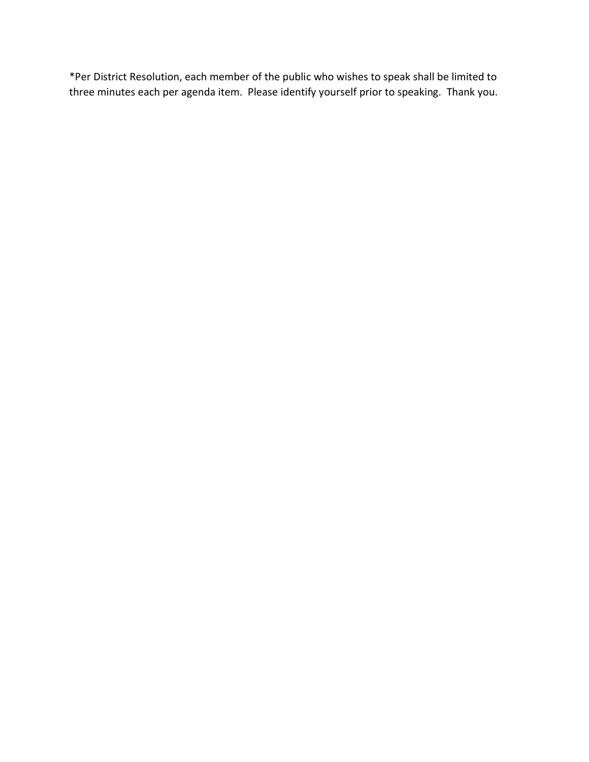*Per District Resolution, each member of the public who wishes to speak shall be limited to three minutes each per agenda item. Please identify yourself prior to speaking. Thank you.